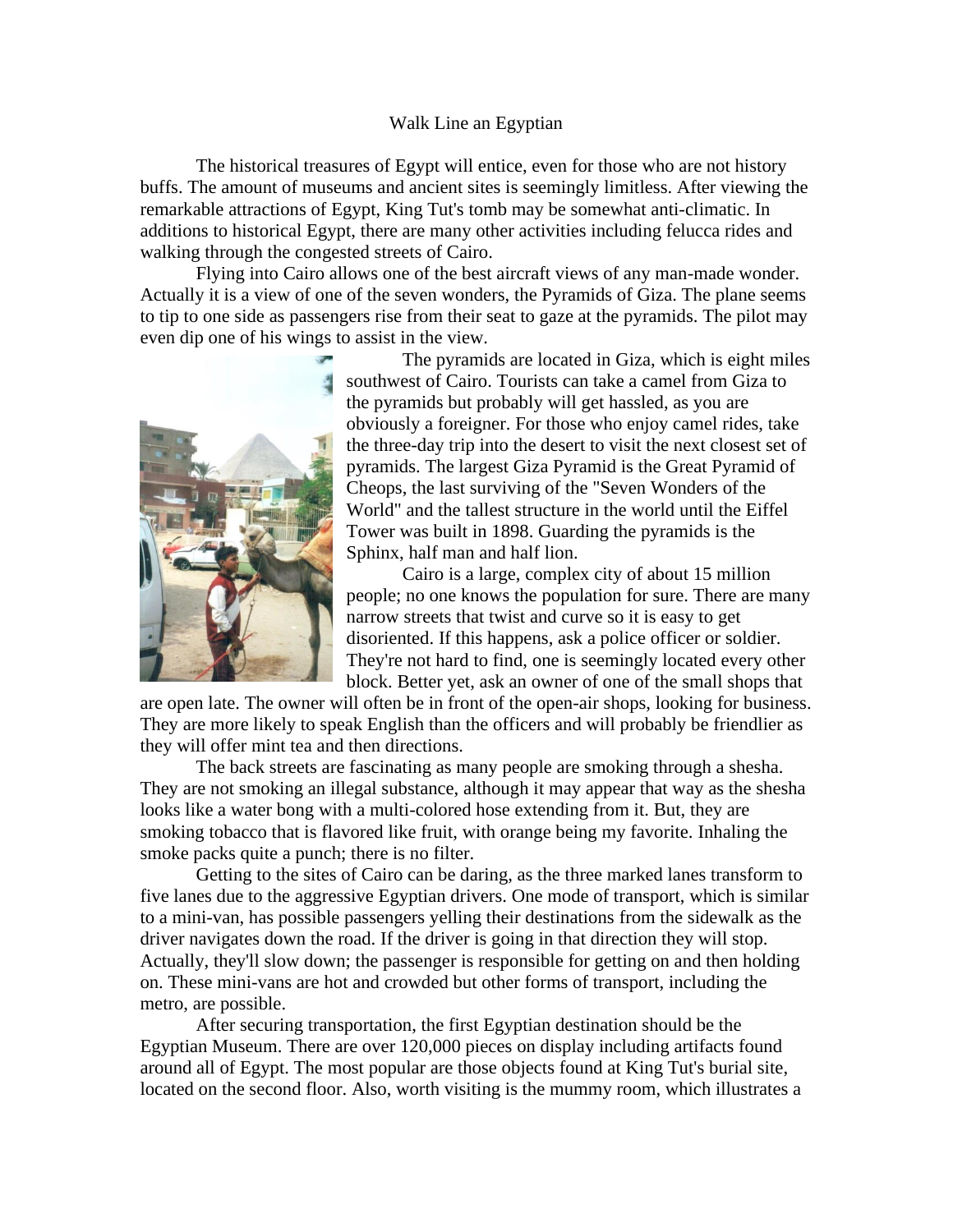# Walk Line an Egyptian

The historical treasures of Egypt will entice, even for those who are not history buffs. The amount of museums and ancient sites is seemingly limitless. After viewing the remarkable attractions of Egypt, King Tut's tomb may be somewhat anti-climatic. In additions to historical Egypt, there are many other activities including felucca rides and walking through the congested streets of Cairo.

Flying into Cairo allows one of the best aircraft views of any man-made wonder. Actually it is a view of one of the seven wonders, the Pyramids of Giza. The plane seems to tip to one side as passengers rise from their seat to gaze at the pyramids. The pilot may even dip one of his wings to assist in the view.

The pyramids are located in Giza, which is eight miles southwest of Cairo. Tourists can take a camel from Giza to the pyramids but probably will get hassled, as you are obviously a foreigner. For those who enjoy camel rides, take the three-day trip into the desert to visit the next closest set of pyramids. The largest Giza Pyramid is the Great Pyramid of Cheops, the last surviving of the "Seven Wonders of the World" and the tallest structure in the world until the Eiffel Tower was built in 1898. Guarding the pyramids is the Sphinx, half man and half lion.

Cairo is a large, complex city of about 15 million people; no one knows the population for sure. There are many narrow streets that twist and curve so it is easy to get disoriented. If this happens, ask a police officer or soldier. They're not hard to find, one is seemingly located every other block. Better yet, ask an owner of one of the small shops that are open late. The owner will often be in front of the open-air shops, looking for business. They are more likely to speak English than the officers and will probably be friendlier as they will offer mint tea and then directions.

The back streets are fascinating as many people are smoking through a shesha. They are not smoking an illegal substance, although it may appear that way as the shesha looks like a water bong with a multi-colored hose extending from it. But, they are smoking tobacco that is flavored like fruit, with orange being my favorite. Inhaling the smoke packs quite a punch; there is no filter.

Getting to the sites of Cairo can be daring, as the three marked lanes transform to five lanes due to the aggressive Egyptian drivers. One mode of transport, which is similar to a mini-van, has possible passengers yelling their destinations from the sidewalk as the driver navigates down the road. If the driver is going in that direction they will stop. Actually, they'll slow down; the passenger is responsible for getting on and then holding on. These mini-vans are hot and crowded but other forms of transport, including the metro, are possible.

After securing transportation, the first Egyptian destination should be the Egyptian Museum. There are over 120,000 pieces on display including artifacts found around all of Egypt. The most popular are those objects found at King Tut's burial site, located on the second floor. Also, worth visiting is the mummy room, which illustrates a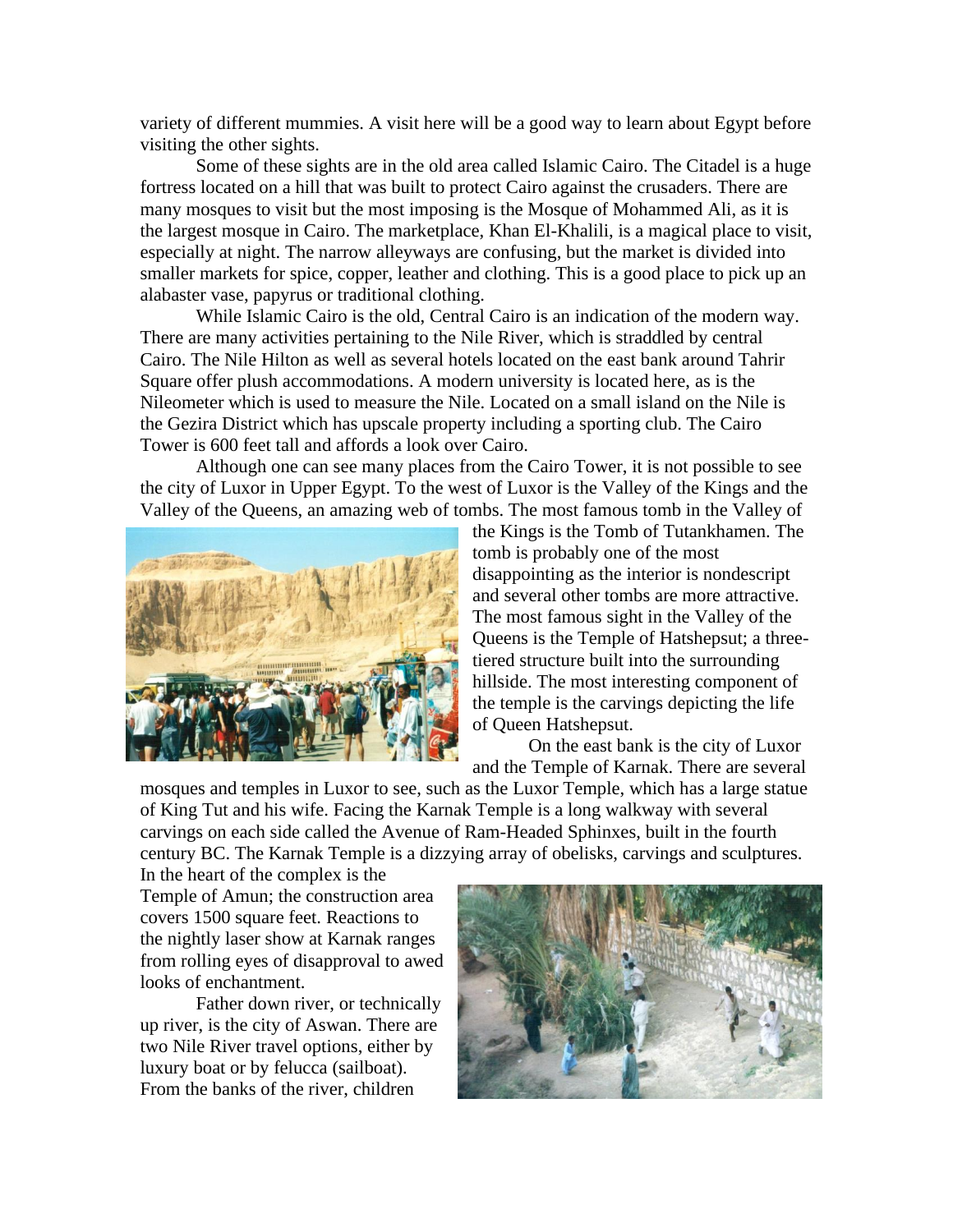variety of different mummies. A visit here will be a good way to learn about Egypt before visiting the other sights.

Some of these sights are in the old area called Islamic Cairo. The Citadel is a huge fortress located on a hill that was built to protect Cairo against the crusaders. There are many mosques to visit but the most imposing is the Mosque of Mohammed Ali, as it is the largest mosque in Cairo. The marketplace, Khan El-Khalili, is a magical place to visit, especially at night. The narrow alleyways are confusing, but the market is divided into smaller markets for spice, copper, leather and clothing. This is a good place to pick up an alabaster vase, papyrus or traditional clothing.

While Islamic Cairo is the old, Central Cairo is an indication of the modern way. There are many activities pertaining to the Nile River, which is straddled by central Cairo. The Nile Hilton as well as several hotels located on the east bank around Tahrir Square offer plush accommodations. A modern university is located here, as is the Nileometer which is used to measure the Nile. Located on a small island on the Nile is the Gezira District which has upscale property including a sporting club. The Cairo Tower is 600 feet tall and affords a look over Cairo.

Although one can see many places from the Cairo Tower, it is not possible to see the city of Luxor in Upper Egypt. To the west of Luxor is the Valley of the Kings and the Valley of the Queens, an amazing web of tombs. The most famous tomb in the Valley of the Kings is the Tomb of Tutankhamen. The tomb is probably one of the most disappointing as the interior is nondescript and several other tombs are more attractive. The most famous sight in the Valley of the Queens is the Temple of Hatshepsut; a three-tiered structure built into the surrounding hillside. The most interesting component of the temple is the carvings depicting the life of Queen Hatshepsut.

On the east bank is the city of Luxor and the Temple of Karnak. There are several mosques and temples in Luxor to see, such as the Luxor Temple, which has a large statue of King Tut and his wife. Facing the Karnak Temple is a long walkway with several carvings on each side called the Avenue of Ram-Headed Sphinxes, built in the fourth century BC. The Karnak Temple is a dizzying array of obelisks, carvings and sculptures. In the heart of the complex is the Temple of Amun; the construction area covers 1500 square feet. Reactions to the nightly laser show at Karnak ranges from rolling eyes of disapproval to awed looks of enchantment.

Father down river, or technically up river, is the city of Aswan. There are two Nile River travel options, either by luxury boat or by felucca (sailboat). From the banks of the river, children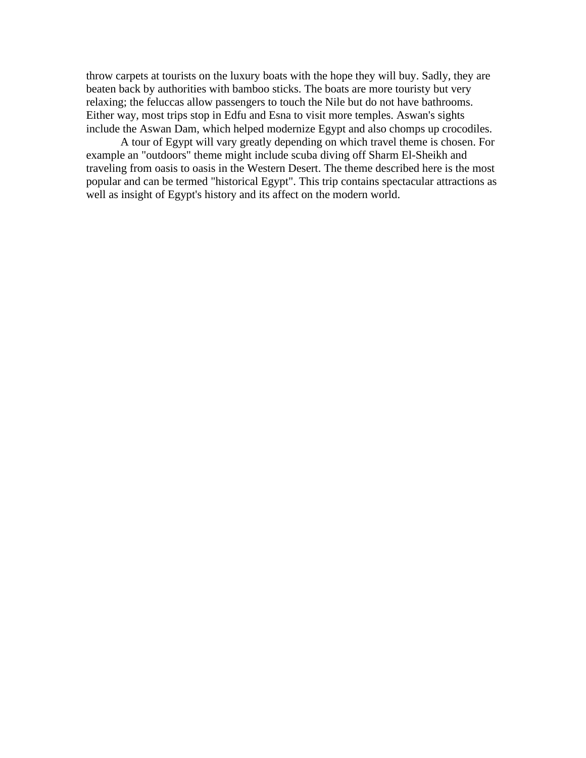throw carpets at tourists on the luxury boats with the hope they will buy. Sadly, they are beaten back by authorities with bamboo sticks. The boats are more touristy but very relaxing; the feluccas allow passengers to touch the Nile but do not have bathrooms. Either way, most trips stop in Edfu and Esna to visit more temples. Aswan's sights include the Aswan Dam, which helped modernize Egypt and also chomps up crocodiles.

A tour of Egypt will vary greatly depending on which travel theme is chosen. For example an "outdoors" theme might include scuba diving off Sharm El-Sheikh and traveling from oasis to oasis in the Western Desert. The theme described here is the most popular and can be termed "historical Egypt". This trip contains spectacular attractions as well as insight of Egypt's history and its affect on the modern world.